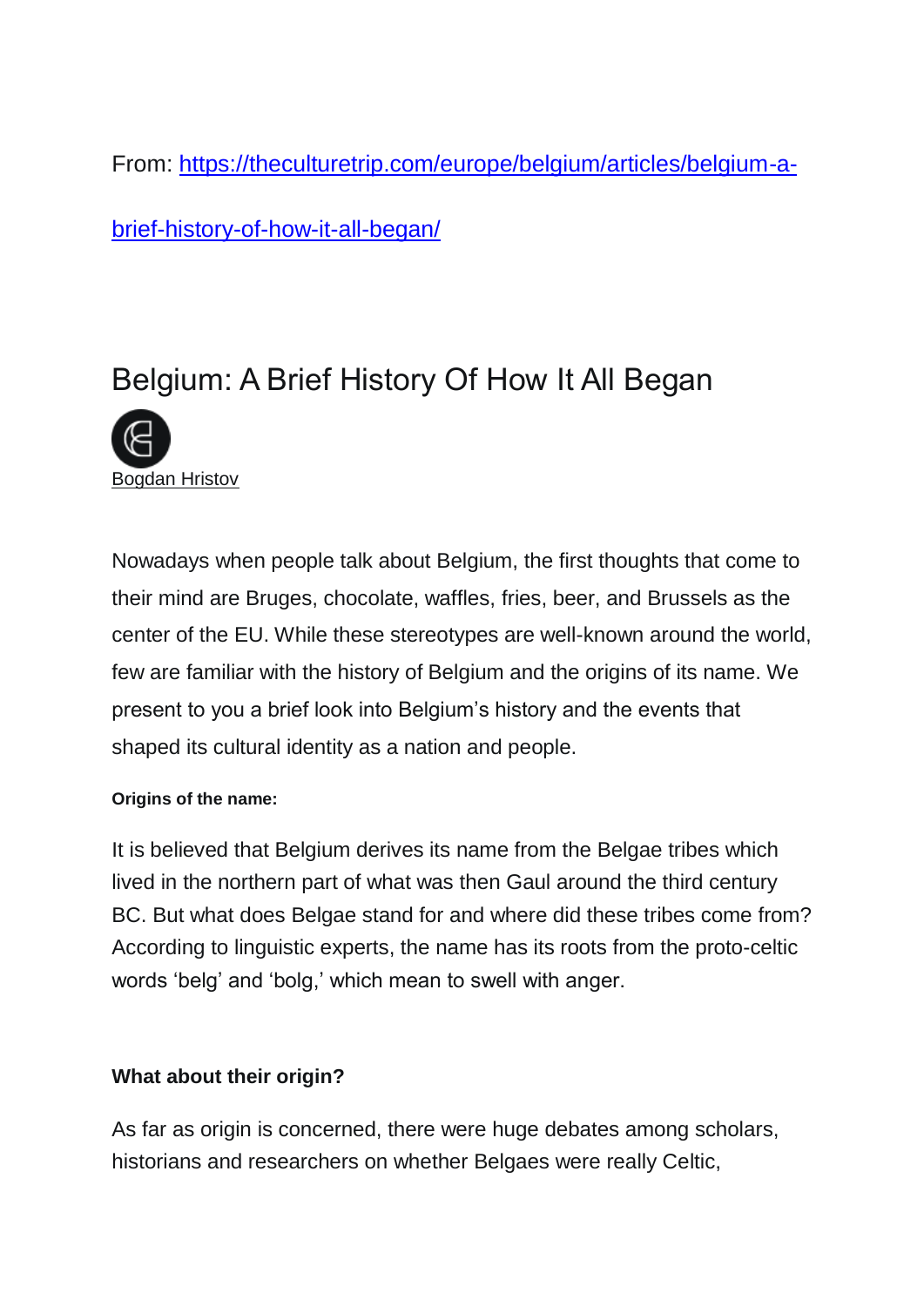From: [https://theculturetrip.com/europe/belgium/articles/belgium-a-brief-history-of-how-it-all-began/](https://theculturetrip.com/europe/belgium/articles/belgium-a-brief-history-of-how-it-all-began/)

# Belgium: A Brief History Of How It All Began

Bogdan Hristov

Nowadays when people talk about Belgium, the first thoughts that come to their mind are Bruges, chocolate, waffles, fries, beer, and Brussels as the center of the EU. While these stereotypes are well-known around the world, few are familiar with the history of Belgium and the origins of its name. We present to you a brief look into Belgium's history and the events that shaped its cultural identity as a nation and people.

**Origins of the name:**

It is believed that Belgium derives its name from the Belgae tribes which lived in the northern part of what was then Gaul around the third century BC. But what does Belgae stand for and where did these tribes come from? According to linguistic experts, the name has its roots from the proto-celtic words 'belg' and 'bolg,' which mean to swell with anger.

**What about their origin?**

As far as origin is concerned, there were huge debates among scholars, historians and researchers on whether Belgaes were really Celtic,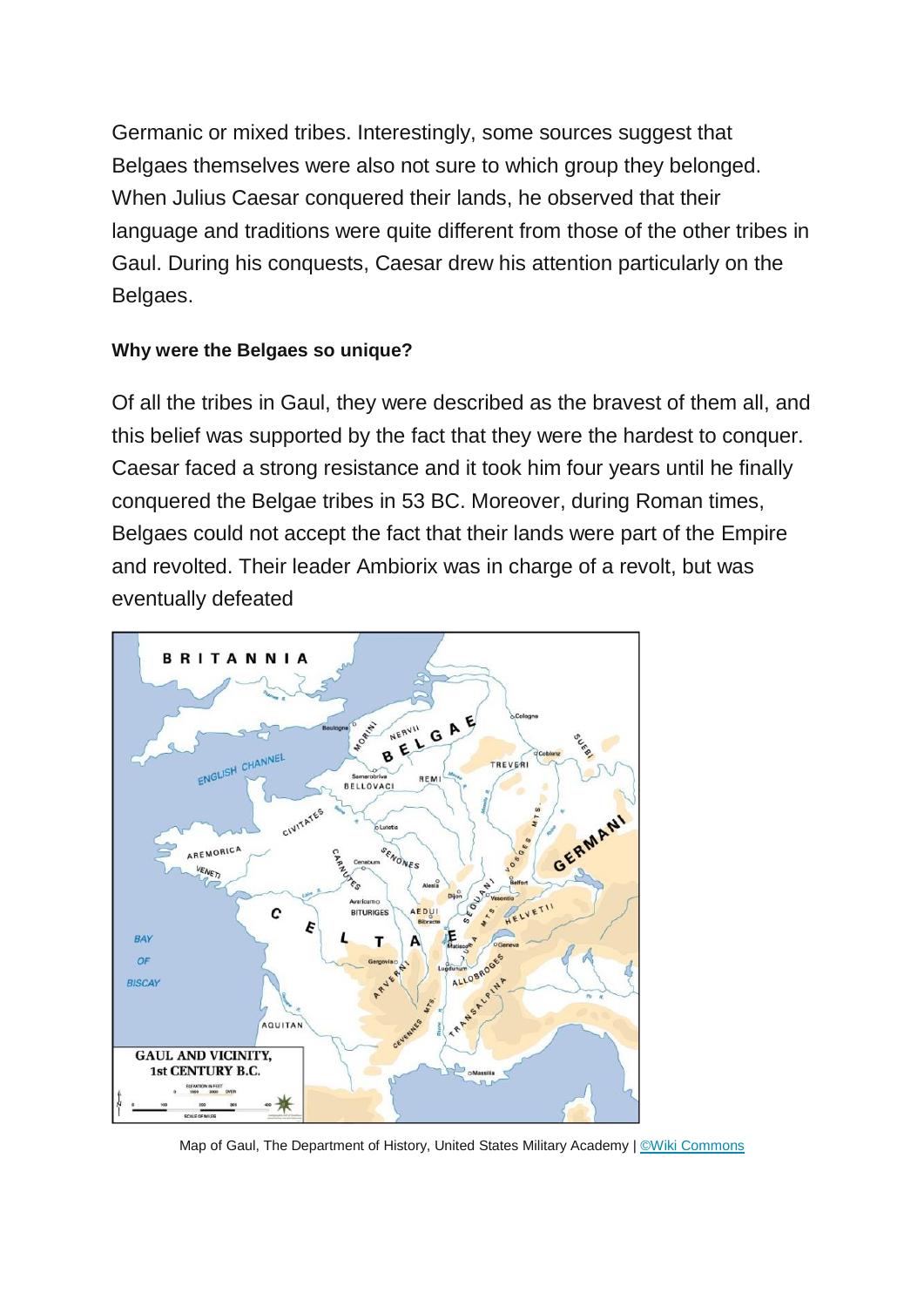Germanic or mixed tribes. Interestingly, some sources suggest that Belgaes themselves were also not sure to which group they belonged. When Julius Caesar conquered their lands, he observed that their language and traditions were quite different from those of the other tribes in Gaul. During his conquests, Caesar drew his attention particularly on the Belgaes.

**Why were the Belgaes so unique?**

Of all the tribes in Gaul, they were described as the bravest of them all, and this belief was supported by the fact that they were the hardest to conquer. Caesar faced a strong resistance and it took him four years until he finally conquered the Belgae tribes in 53 BC. Moreover, during Roman times, Belgaes could not accept the fact that their lands were part of the Empire and revolted. Their leader Ambiorix was in charge of a revolt, but was eventually defeated

Map of Gaul, The Department of History, United States Military Academy | ©Wiki Commons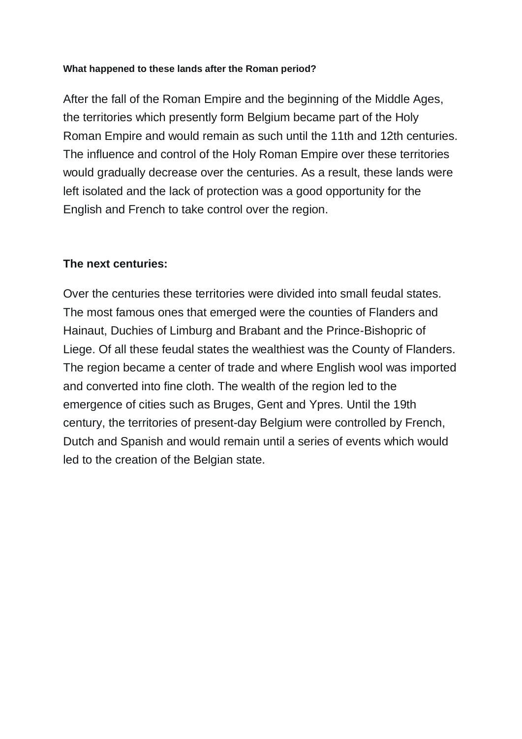**What happened to these lands after the Roman period?**

After the fall of the Roman Empire and the beginning of the Middle Ages, the territories which presently form Belgium became part of the Holy Roman Empire and would remain as such until the 11th and 12th centuries. The influence and control of the Holy Roman Empire over these territories would gradually decrease over the centuries. As a result, these lands were left isolated and the lack of protection was a good opportunity for the English and French to take control over the region.

**The next centuries:**

Over the centuries these territories were divided into small feudal states. The most famous ones that emerged were the counties of Flanders and Hainaut, Duchies of Limburg and Brabant and the Prince-Bishopric of Liege. Of all these feudal states the wealthiest was the County of Flanders. The region became a center of trade and where English wool was imported and converted into fine cloth. The wealth of the region led to the emergence of cities such as Bruges, Gent and Ypres. Until the 19th century, the territories of present-day Belgium were controlled by French, Dutch and Spanish and would remain until a series of events which would led to the creation of the Belgian state.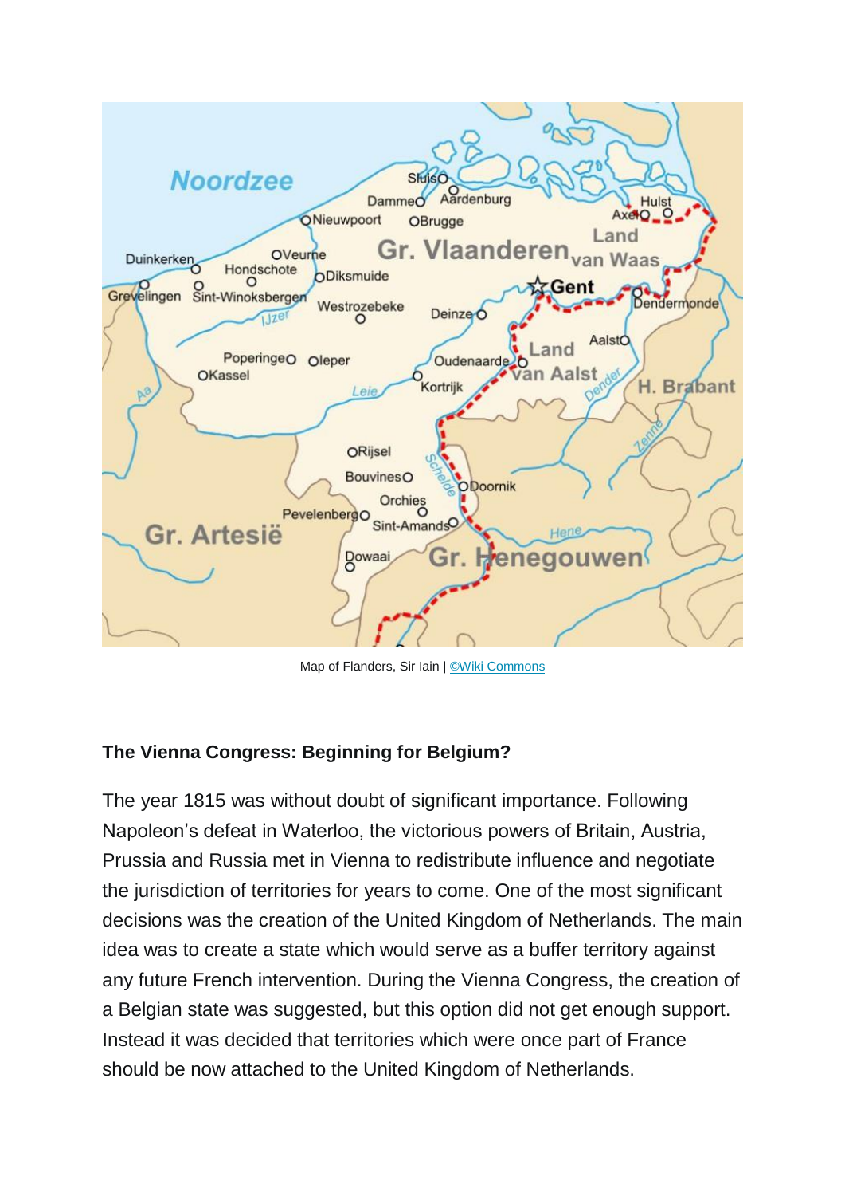Map of Flanders, Sir Iain | ©Wiki Commons

**The Vienna Congress: Beginning for Belgium?**

The year 1815 was without doubt of significant importance. Following Napoleon's defeat in Waterloo, the victorious powers of Britain, Austria, Prussia and Russia met in Vienna to redistribute influence and negotiate the jurisdiction of territories for years to come. One of the most significant decisions was the creation of the United Kingdom of Netherlands. The main idea was to create a state which would serve as a buffer territory against any future French intervention. During the Vienna Congress, the creation of a Belgian state was suggested, but this option did not get enough support. Instead it was decided that territories which were once part of France should be now attached to the United Kingdom of Netherlands.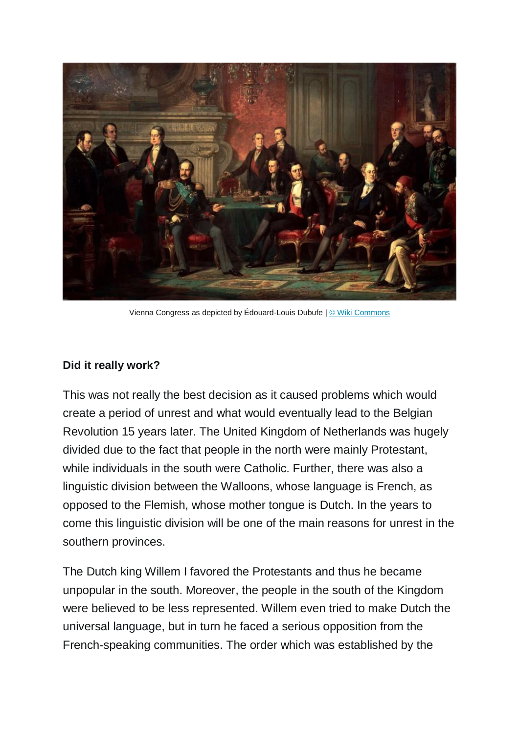Vienna Congress as depicted by Édouard-Louis Dubufe | © Wiki Commons

**Did it really work?**

This was not really the best decision as it caused problems which would create a period of unrest and what would eventually lead to the Belgian Revolution 15 years later. The United Kingdom of Netherlands was hugely divided due to the fact that people in the north were mainly Protestant, while individuals in the south were Catholic. Further, there was also a linguistic division between the Walloons, whose language is French, as opposed to the Flemish, whose mother tongue is Dutch. In the years to come this linguistic division will be one of the main reasons for unrest in the southern provinces.

The Dutch king Willem I favored the Protestants and thus he became unpopular in the south. Moreover, the people in the south of the Kingdom were believed to be less represented. Willem even tried to make Dutch the universal language, but in turn he faced a serious opposition from the French-speaking communities. The order which was established by the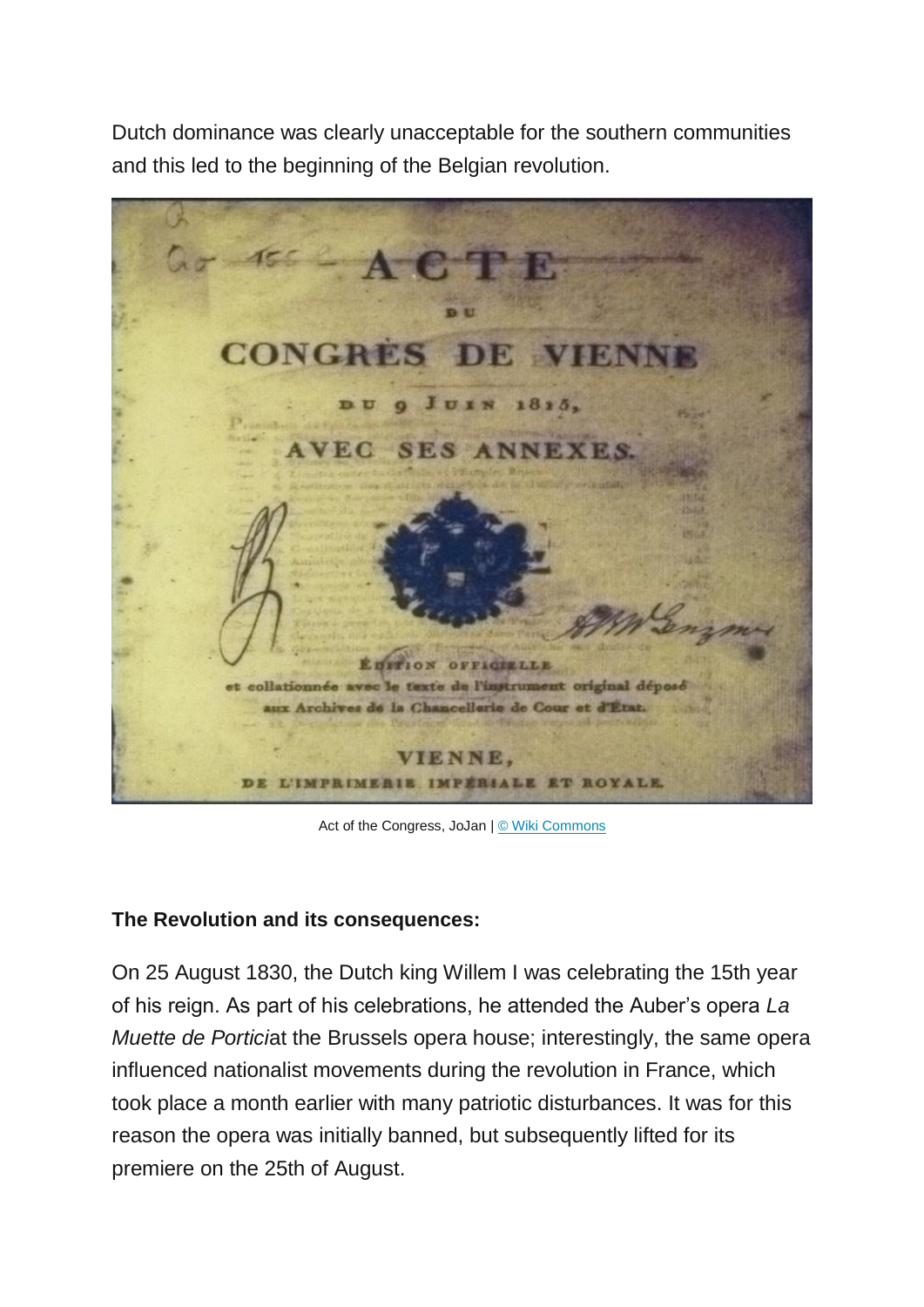Dutch dominance was clearly unacceptable for the southern communities and this led to the beginning of the Belgian revolution.

Act of the Congress, JoJan | © Wiki Commons

**The Revolution and its consequences:**

On 25 August 1830, the Dutch king Willem I was celebrating the 15th year of his reign. As part of his celebrations, he attended the Auber's opera *La Muette de Portici*at the Brussels opera house; interestingly, the same opera influenced nationalist movements during the revolution in France, which took place a month earlier with many patriotic disturbances. It was for this reason the opera was initially banned, but subsequently lifted for its premiere on the 25th of August.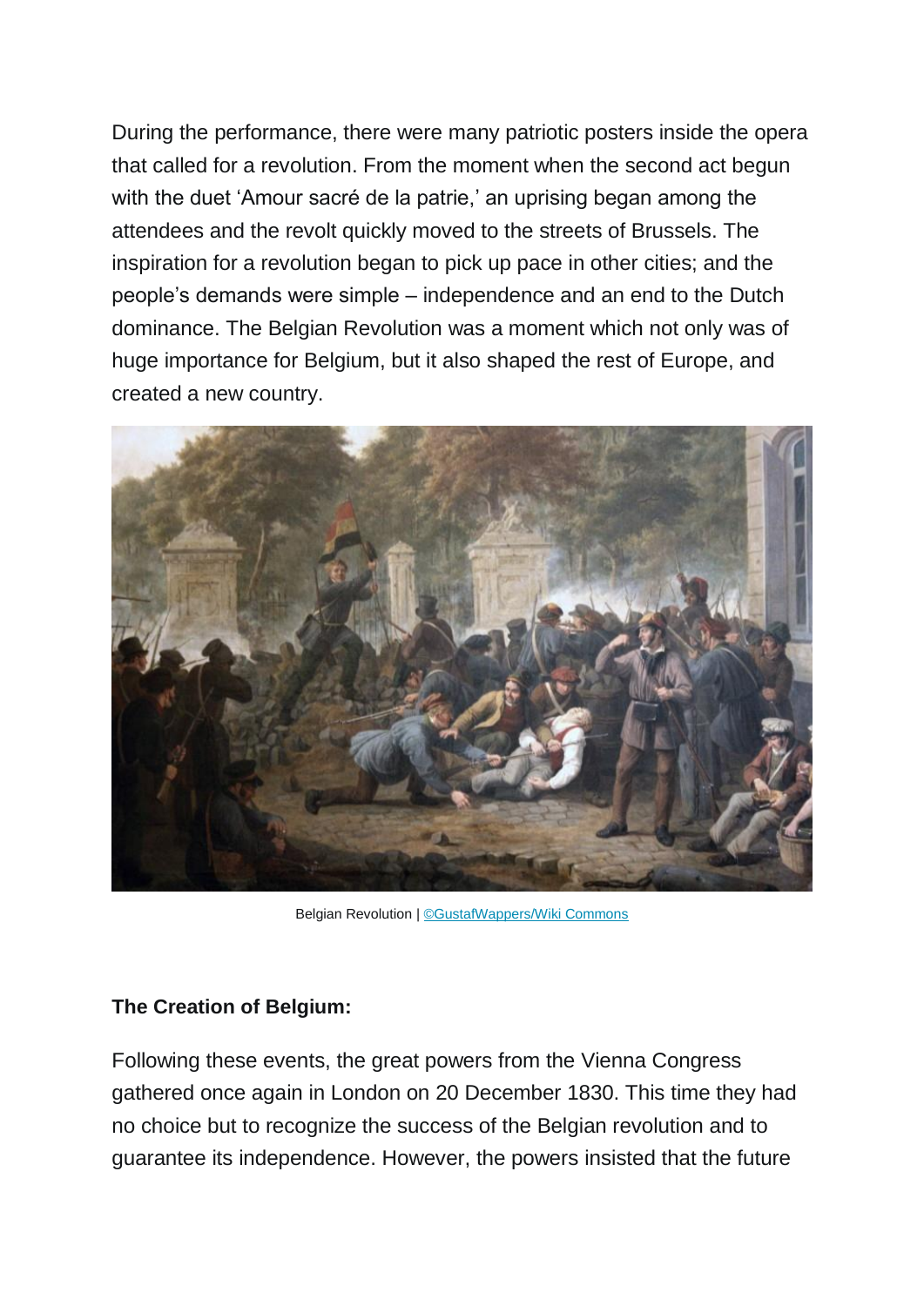During the performance, there were many patriotic posters inside the opera that called for a revolution. From the moment when the second act begun with the duet 'Amour sacré de la patrie,' an uprising began among the attendees and the revolt quickly moved to the streets of Brussels. The inspiration for a revolution began to pick up pace in other cities; and the people's demands were simple – independence and an end to the Dutch dominance. The Belgian Revolution was a moment which not only was of huge importance for Belgium, but it also shaped the rest of Europe, and created a new country.

Belgian Revolution | ©GustafWappers/Wiki Commons

**The Creation of Belgium:**

Following these events, the great powers from the Vienna Congress gathered once again in London on 20 December 1830. This time they had no choice but to recognize the success of the Belgian revolution and to guarantee its independence. However, the powers insisted that the future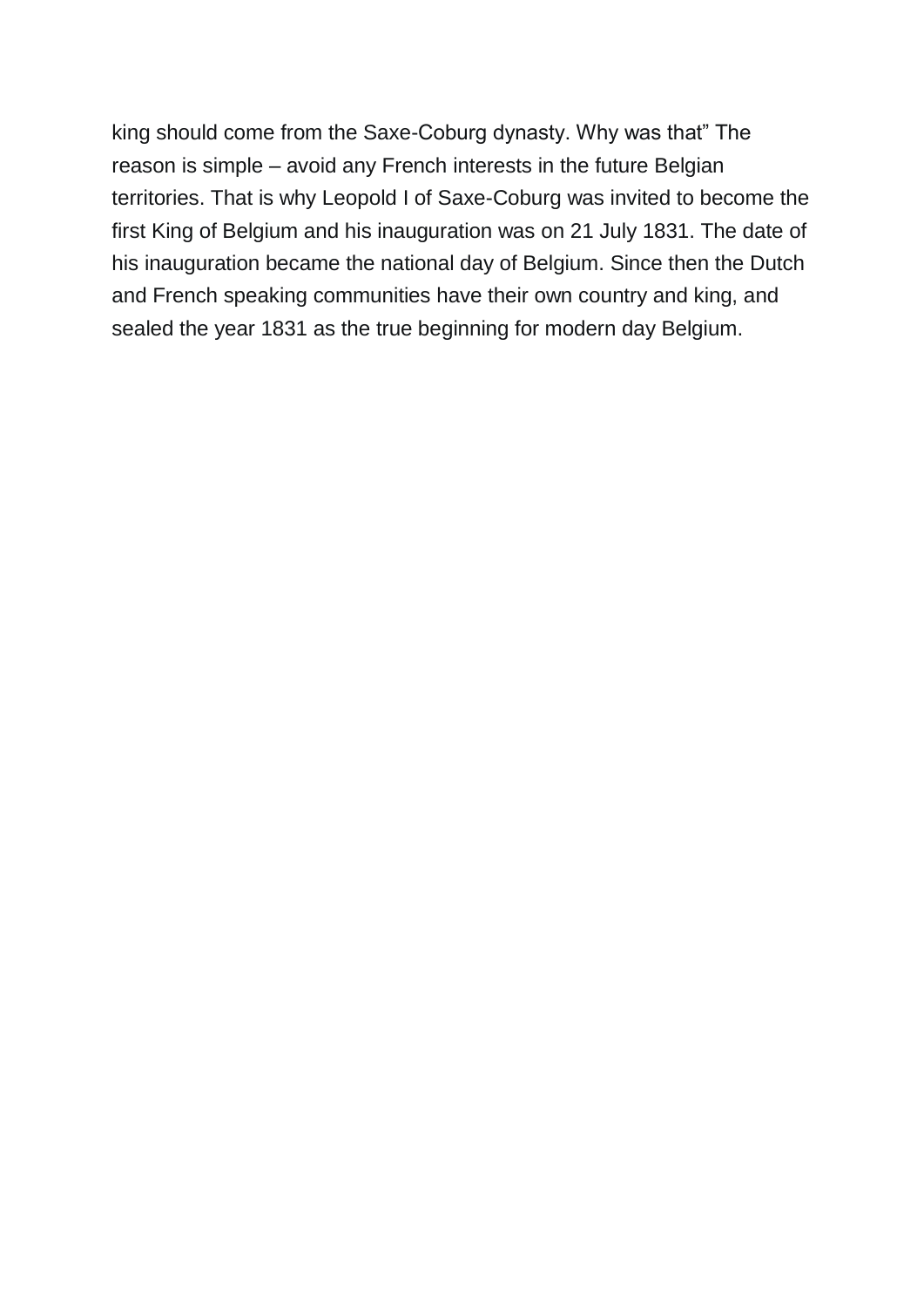king should come from the Saxe-Coburg dynasty. Why was that" The reason is simple – avoid any French interests in the future Belgian territories. That is why Leopold I of Saxe-Coburg was invited to become the first King of Belgium and his inauguration was on 21 July 1831. The date of his inauguration became the national day of Belgium. Since then the Dutch and French speaking communities have their own country and king, and sealed the year 1831 as the true beginning for modern day Belgium.